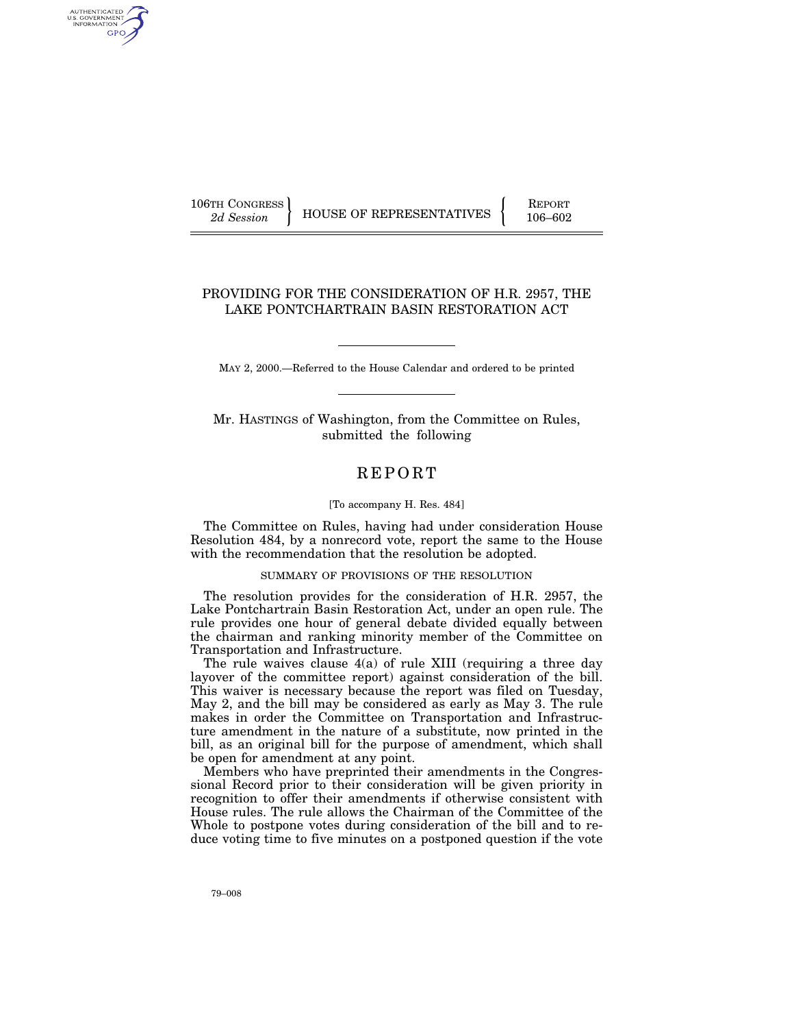106TH CONGRESS
*2d Session*

HOUSE OF REPRESENTATIVES

REPORT
106–602

# PROVIDING FOR THE CONSIDERATION OF H.R. 2957, THE LAKE PONTCHARTRAIN BASIN RESTORATION ACT

MAY 2, 2000.—Referred to the House Calendar and ordered to be printed

Mr. HASTINGS of Washington, from the Committee on Rules, submitted the following

## REPORT

[To accompany H. Res. 484]

The Committee on Rules, having had under consideration House Resolution 484, by a nonrecord vote, report the same to the House with the recommendation that the resolution be adopted.

### SUMMARY OF PROVISIONS OF THE RESOLUTION

The resolution provides for the consideration of H.R. 2957, the Lake Pontchartrain Basin Restoration Act, under an open rule. The rule provides one hour of general debate divided equally between the chairman and ranking minority member of the Committee on Transportation and Infrastructure.

The rule waives clause 4(a) of rule XIII (requiring a three day layover of the committee report) against consideration of the bill. This waiver is necessary because the report was filed on Tuesday, May 2, and the bill may be considered as early as May 3. The rule makes in order the Committee on Transportation and Infrastructure amendment in the nature of a substitute, now printed in the bill, as an original bill for the purpose of amendment, which shall be open for amendment at any point.

Members who have preprinted their amendments in the Congressional Record prior to their consideration will be given priority in recognition to offer their amendments if otherwise consistent with House rules. The rule allows the Chairman of the Committee of the Whole to postpone votes during consideration of the bill and to reduce voting time to five minutes on a postponed question if the vote

79–008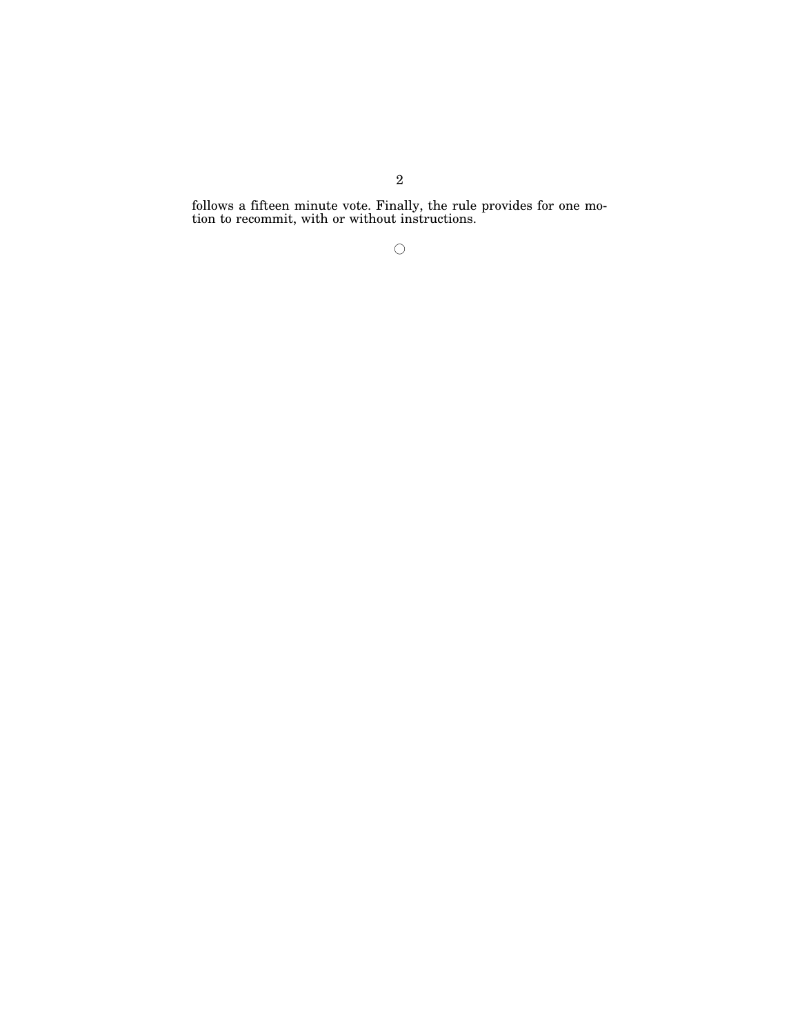follows a fifteen minute vote. Finally, the rule provides for one motion to recommit, with or without instructions.

○